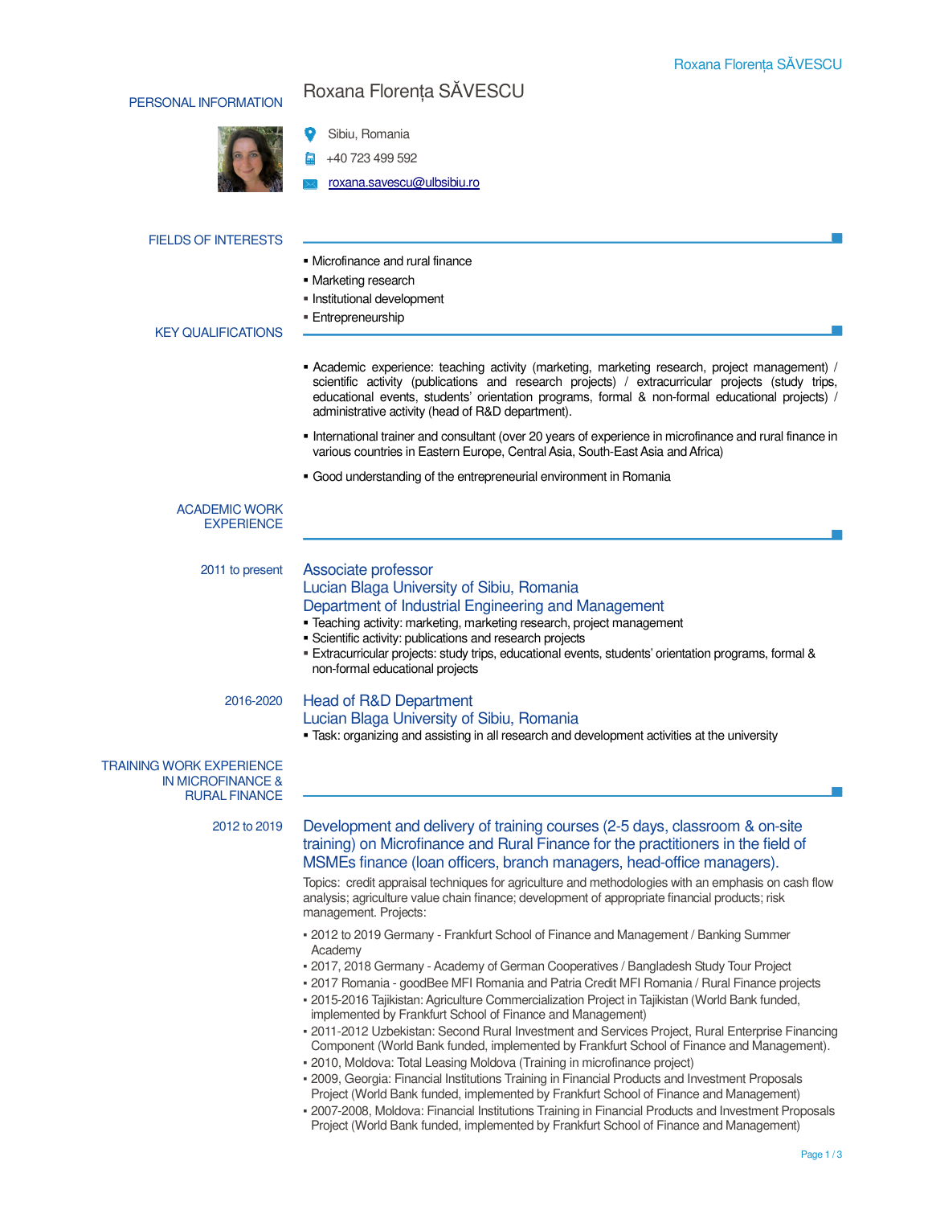# Roxana Florența SĂVESCU

## PERSONAL INFORMATION

Sibiu, Romania

+40 723 499 592

roxana.savescu@ulbsibiu.ro

## FIELDS OF INTERESTS

- Microfinance and rural finance
- Marketing research
- Institutional development
- Entrepreneurship

## KEY QUALIFICATIONS

- Academic experience: teaching activity (marketing, marketing research, project management) / scientific activity (publications and research projects) / extracurricular projects (study trips, educational events, students' orientation programs, formal & non-formal educational projects) / administrative activity (head of R&D department).
- International trainer and consultant (over 20 years of experience in microfinance and rural finance in various countries in Eastern Europe, Central Asia, South-East Asia and Africa)
- Good understanding of the entrepreneurial environment in Romania

## ACADEMIC WORK EXPERIENCE

**2011 to present**

### Associate professor
### Lucian Blaga University of Sibiu, Romania
### Department of Industrial Engineering and Management

- Teaching activity: marketing, marketing research, project management
- Scientific activity: publications and research projects
- Extracurricular projects: study trips, educational events, students' orientation programs, formal & non-formal educational projects

**2016-2020**

### Head of R&D Department
### Lucian Blaga University of Sibiu, Romania

- Task: organizing and assisting in all research and development activities at the university

## TRAINING WORK EXPERIENCE IN MICROFINANCE & RURAL FINANCE

**2012 to 2019**

### Development and delivery of training courses (2-5 days, classroom & on-site training) on Microfinance and Rural Finance for the practitioners in the field of MSMEs finance (loan officers, branch managers, head-office managers).

Topics: credit appraisal techniques for agriculture and methodologies with an emphasis on cash flow analysis; agriculture value chain finance; development of appropriate financial products; risk management. Projects:

- 2012 to 2019 Germany - Frankfurt School of Finance and Management / Banking Summer Academy
- 2017, 2018 Germany - Academy of German Cooperatives / Bangladesh Study Tour Project
- 2017 Romania - goodBee MFI Romania and Patria Credit MFI Romania / Rural Finance projects
- 2015-2016 Tajikistan: Agriculture Commercialization Project in Tajikistan (World Bank funded, implemented by Frankfurt School of Finance and Management)
- 2011-2012 Uzbekistan: Second Rural Investment and Services Project, Rural Enterprise Financing Component (World Bank funded, implemented by Frankfurt School of Finance and Management).
- 2010, Moldova: Total Leasing Moldova (Training in microfinance project)
- 2009, Georgia: Financial Institutions Training in Financial Products and Investment Proposals Project (World Bank funded, implemented by Frankfurt School of Finance and Management)
- 2007-2008, Moldova: Financial Institutions Training in Financial Products and Investment Proposals Project (World Bank funded, implemented by Frankfurt School of Finance and Management)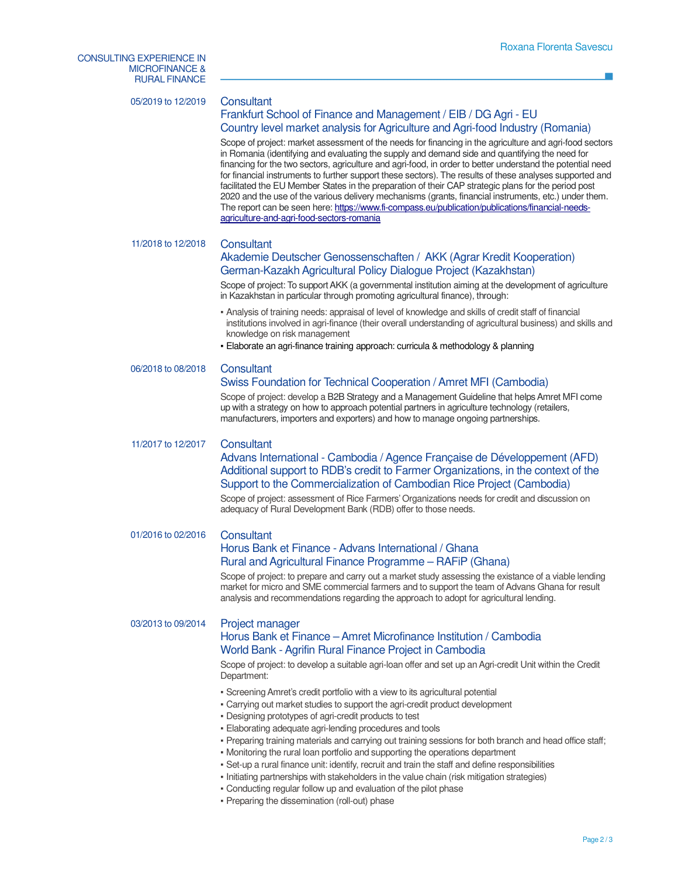## CONSULTING EXPERIENCE IN MICROFINANCE & RURAL FINANCE

**05/2019 to 12/2019**

### Consultant
### Frankfurt School of Finance and Management / EIB / DG Agri - EU
### Country level market analysis for Agriculture and Agri-food Industry (Romania)

Scope of project: market assessment of the needs for financing in the agriculture and agri-food sectors in Romania (identifying and evaluating the supply and demand side and quantifying the need for financing for the two sectors, agriculture and agri-food, in order to better understand the potential need for financial instruments to further support these sectors). The results of these analyses supported and facilitated the EU Member States in the preparation of their CAP strategic plans for the period post 2020 and the use of the various delivery mechanisms (grants, financial instruments, etc.) under them. The report can be seen here: https://www.fi-compass.eu/publication/publications/financial-needs-agriculture-and-agri-food-sectors-romania

**11/2018 to 12/2018**

### Consultant
### Akademie Deutscher Genossenschaften / AKK (Agrar Kredit Kooperation)
### German-Kazakh Agricultural Policy Dialogue Project (Kazakhstan)

Scope of project: To support AKK (a governmental institution aiming at the development of agriculture in Kazakhstan in particular through promoting agricultural finance), through:

- Analysis of training needs: appraisal of level of knowledge and skills of credit staff of financial institutions involved in agri-finance (their overall understanding of agricultural business) and skills and knowledge on risk management
- Elaborate an agri-finance training approach: curricula & methodology & planning

**06/2018 to 08/2018**

### Consultant
### Swiss Foundation for Technical Cooperation / Amret MFI (Cambodia)

Scope of project: develop a B2B Strategy and a Management Guideline that helps Amret MFI come up with a strategy on how to approach potential partners in agriculture technology (retailers, manufacturers, importers and exporters) and how to manage ongoing partnerships.

**11/2017 to 12/2017**

### Consultant
### Advans International - Cambodia / Agence Française de Développement (AFD)
### Additional support to RDB's credit to Farmer Organizations, in the context of the Support to the Commercialization of Cambodian Rice Project (Cambodia)

Scope of project: assessment of Rice Farmers' Organizations needs for credit and discussion on adequacy of Rural Development Bank (RDB) offer to those needs.

**01/2016 to 02/2016**

### Consultant
### Horus Bank et Finance - Advans International / Ghana
### Rural and Agricultural Finance Programme – RAFiP (Ghana)

Scope of project: to prepare and carry out a market study assessing the existance of a viable lending market for micro and SME commercial farmers and to support the team of Advans Ghana for result analysis and recommendations regarding the approach to adopt for agricultural lending.

**03/2013 to 09/2014**

### Project manager
### Horus Bank et Finance – Amret Microfinance Institution / Cambodia
### World Bank - Agrifin Rural Finance Project in Cambodia

Scope of project: to develop a suitable agri-loan offer and set up an Agri-credit Unit within the Credit Department:

- Screening Amret's credit portfolio with a view to its agricultural potential
- Carrying out market studies to support the agri-credit product development
- Designing prototypes of agri-credit products to test
- Elaborating adequate agri-lending procedures and tools
- Preparing training materials and carrying out training sessions for both branch and head office staff;
- Monitoring the rural loan portfolio and supporting the operations department
- Set-up a rural finance unit: identify, recruit and train the staff and define responsibilities
- Initiating partnerships with stakeholders in the value chain (risk mitigation strategies)
- Conducting regular follow up and evaluation of the pilot phase
- Preparing the dissemination (roll-out) phase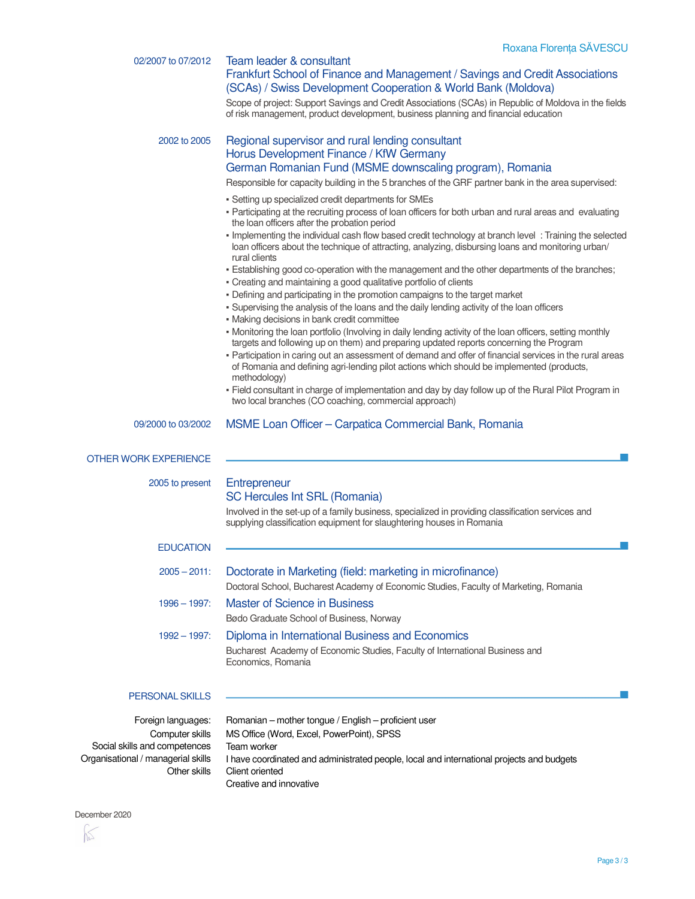**02/2007 to 07/2012**

### Team leader & consultant
### Frankfurt School of Finance and Management / Savings and Credit Associations (SCAs) / Swiss Development Cooperation & World Bank (Moldova)

Scope of project: Support Savings and Credit Associations (SCAs) in Republic of Moldova in the fields of risk management, product development, business planning and financial education

**2002 to 2005**

### Regional supervisor and rural lending consultant
### Horus Development Finance / KfW Germany
### German Romanian Fund (MSME downscaling program), Romania

Responsible for capacity building in the 5 branches of the GRF partner bank in the area supervised:

- Setting up specialized credit departments for SMEs
- Participating at the recruiting process of loan officers for both urban and rural areas and evaluating the loan officers after the probation period
- Implementing the individual cash flow based credit technology at branch level : Training the selected loan officers about the technique of attracting, analyzing, disbursing loans and monitoring urban/ rural clients
- Establishing good co-operation with the management and the other departments of the branches;
- Creating and maintaining a good qualitative portfolio of clients
- Defining and participating in the promotion campaigns to the target market
- Supervising the analysis of the loans and the daily lending activity of the loan officers
- Making decisions in bank credit committee
- Monitoring the loan portfolio (Involving in daily lending activity of the loan officers, setting monthly targets and following up on them) and preparing updated reports concerning the Program
- Participation in caring out an assessment of demand and offer of financial services in the rural areas of Romania and defining agri-lending pilot actions which should be implemented (products, methodology)
- Field consultant in charge of implementation and day by day follow up of the Rural Pilot Program in two local branches (CO coaching, commercial approach)

**09/2000 to 03/2002**

### MSME Loan Officer – Carpatica Commercial Bank, Romania

## OTHER WORK EXPERIENCE

**2005 to present**

### Entrepreneur
### SC Hercules Int SRL (Romania)

Involved in the set-up of a family business, specialized in providing classification services and supplying classification equipment for slaughtering houses in Romania

## EDUCATION

**2005 – 2011:**

### Doctorate in Marketing (field: marketing in microfinance)

Doctoral School, Bucharest Academy of Economic Studies, Faculty of Marketing, Romania

**1996 – 1997:**

### Master of Science in Business

Bødo Graduate School of Business, Norway

**1992 – 1997:**

### Diploma in International Business and Economics

Bucharest Academy of Economic Studies, Faculty of International Business and Economics, Romania

## PERSONAL SKILLS

| | |
|---|---|
| Foreign languages: | Romanian – mother tongue / English – proficient user |
| Computer skills | MS Office (Word, Excel, PowerPoint), SPSS |
| Social skills and competences | Team worker |
| Organisational / managerial skills | I have coordinated and administrated people, local and international projects and budgets |
| Other skills | Client oriented |
| | Creative and innovative |

December 2020